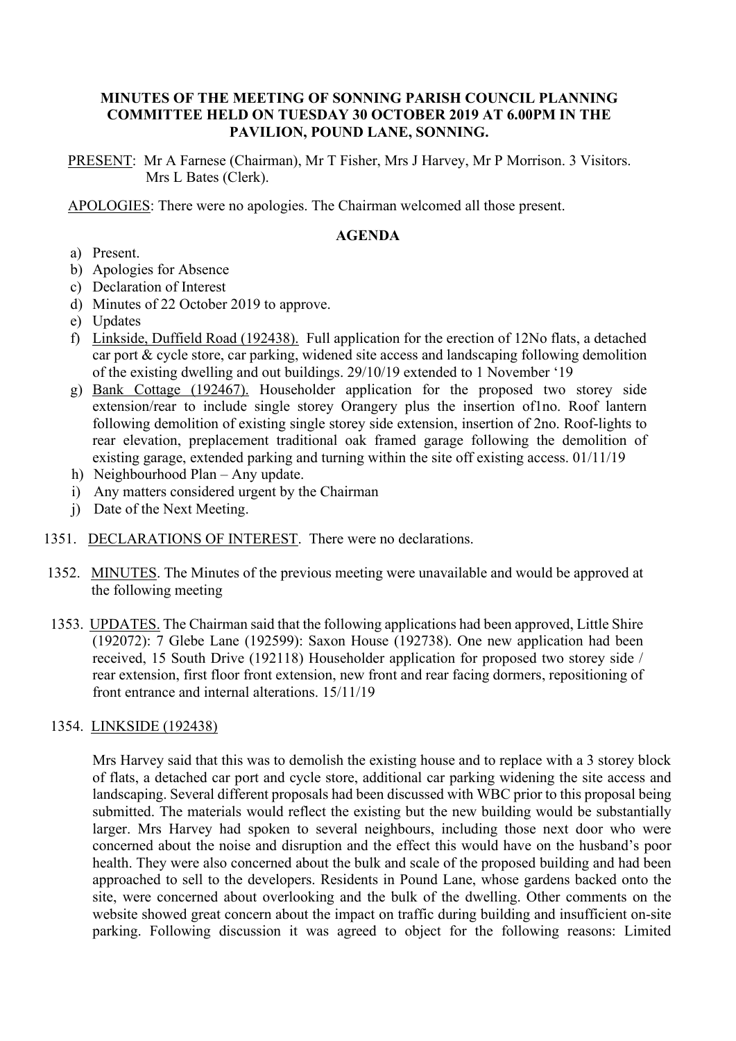**MINUTES OF THE MEETING OF SONNING PARISH COUNCIL PLANNING COMMITTEE HELD ON TUESDAY 30 OCTOBER 2019 AT 6.00PM IN THE PAVILION, POUND LANE, SONNING.**

PRESENT: Mr A Farnese (Chairman), Mr T Fisher, Mrs J Harvey, Mr P Morrison. 3 Visitors. Mrs L Bates (Clerk).

APOLOGIES: There were no apologies. The Chairman welcomed all those present.

**AGENDA**

a) Present.
b) Apologies for Absence
c) Declaration of Interest
d) Minutes of 22 October 2019 to approve.
e) Updates
f) Linkside, Duffield Road (192438). Full application for the erection of 12No flats, a detached car port & cycle store, car parking, widened site access and landscaping following demolition of the existing dwelling and out buildings. 29/10/19 extended to 1 November '19
g) Bank Cottage (192467). Householder application for the proposed two storey side extension/rear to include single storey Orangery plus the insertion of1no. Roof lantern following demolition of existing single storey side extension, insertion of 2no. Roof-lights to rear elevation, preplacement traditional oak framed garage following the demolition of existing garage, extended parking and turning within the site off existing access. 01/11/19
h) Neighbourhood Plan – Any update.
i) Any matters considered urgent by the Chairman
j) Date of the Next Meeting.

1351. DECLARATIONS OF INTEREST. There were no declarations.

1352. MINUTES. The Minutes of the previous meeting were unavailable and would be approved at the following meeting

1353. UPDATES. The Chairman said that the following applications had been approved, Little Shire (192072): 7 Glebe Lane (192599): Saxon House (192738). One new application had been received, 15 South Drive (192118) Householder application for proposed two storey side / rear extension, first floor front extension, new front and rear facing dormers, repositioning of front entrance and internal alterations. 15/11/19

1354. LINKSIDE (192438)

Mrs Harvey said that this was to demolish the existing house and to replace with a 3 storey block of flats, a detached car port and cycle store, additional car parking widening the site access and landscaping. Several different proposals had been discussed with WBC prior to this proposal being submitted. The materials would reflect the existing but the new building would be substantially larger. Mrs Harvey had spoken to several neighbours, including those next door who were concerned about the noise and disruption and the effect this would have on the husband's poor health. They were also concerned about the bulk and scale of the proposed building and had been approached to sell to the developers. Residents in Pound Lane, whose gardens backed onto the site, were concerned about overlooking and the bulk of the dwelling. Other comments on the website showed great concern about the impact on traffic during building and insufficient on-site parking. Following discussion it was agreed to object for the following reasons: Limited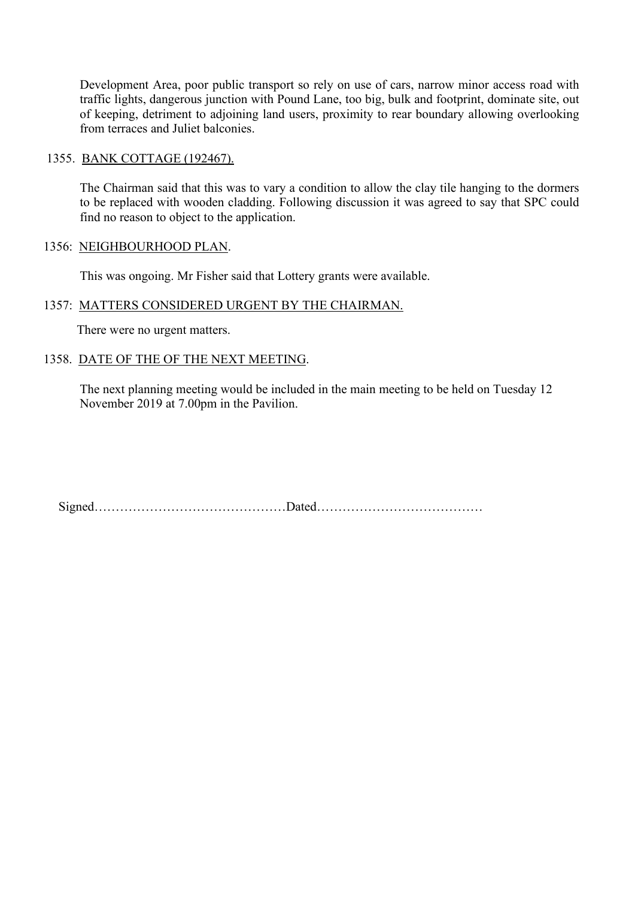Development Area, poor public transport so rely on use of cars, narrow minor access road with traffic lights, dangerous junction with Pound Lane, too big, bulk and footprint, dominate site, out of keeping, detriment to adjoining land users, proximity to rear boundary allowing overlooking from terraces and Juliet balconies.

1355. BANK COTTAGE (192467).

The Chairman said that this was to vary a condition to allow the clay tile hanging to the dormers to be replaced with wooden cladding. Following discussion it was agreed to say that SPC could find no reason to object to the application.

1356: NEIGHBOURHOOD PLAN.

This was ongoing. Mr Fisher said that Lottery grants were available.

1357: MATTERS CONSIDERED URGENT BY THE CHAIRMAN.

There were no urgent matters.

1358. DATE OF THE OF THE NEXT MEETING.

The next planning meeting would be included in the main meeting to be held on Tuesday 12 November 2019 at 7.00pm in the Pavilion.

Signed………………………………………Dated…………………………………